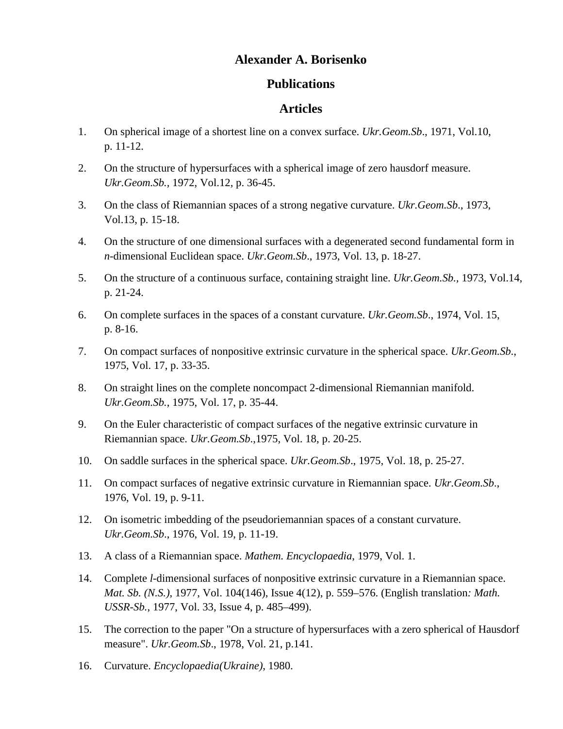# Alexander A. Borisenko

## Publications

## Articles

1. On spherical image of a shortest line on a convex surface. *Ukr.Geom.Sb*., 1971, Vol.10, p. 11-12.
2. On the structure of hypersurfaces with a spherical image of zero hausdorf measure. *Ukr.Geom.Sb.*, 1972, Vol.12, p. 36-45.
3. On the class of Riemannian spaces of a strong negative curvature. *Ukr.Geom.Sb*., 1973, Vol.13, p. 15-18.
4. On the structure of one dimensional surfaces with a degenerated second fundamental form in *n*-dimensional Euclidean space. *Ukr.Geom.Sb*., 1973, Vol. 13, p. 18-27.
5. On the structure of a continuous surface, containing straight line. *Ukr.Geom.Sb.,* 1973, Vol.14, p. 21-24.
6. On complete surfaces in the spaces of a constant curvature. *Ukr.Geom.Sb*., 1974, Vol. 15, p. 8-16.
7. On compact surfaces of nonpositive extrinsic curvature in the spherical space. *Ukr.Geom.Sb*., 1975, Vol. 17, p. 33-35.
8. On straight lines on the complete noncompact 2-dimensional Riemannian manifold. *Ukr.Geom.Sb.*, 1975, Vol. 17, p. 35-44.
9. On the Euler characteristic of compact surfaces of the negative extrinsic curvature in Riemannian space. *Ukr.Geom.Sb.*,1975, Vol. 18, p. 20-25.
10. On saddle surfaces in the spherical space. *Ukr.Geom.Sb*., 1975, Vol. 18, p. 25-27.
11. On compact surfaces of negative extrinsic curvature in Riemannian space. *Ukr.Geom.Sb*., 1976, Vol. 19, p. 9-11.
12. On isometric imbedding of the pseudoriemannian spaces of a constant curvature. *Ukr.Geom.Sb*., 1976, Vol. 19, p. 11-19.
13. A class of a Riemannian space. *Mathem. Encyclopaedia*, 1979, Vol. 1.
14. Complete *l*-dimensional surfaces of nonpositive extrinsic curvature in a Riemannian space. *Mat. Sb. (N.S.)*, 1977, Vol. 104(146), Issue 4(12), p. 559–576. (English translation*: Math. USSR-Sb.*, 1977, Vol. 33, Issue 4, p. 485–499).
15. The correction to the paper "On a structure of hypersurfaces with a zero spherical of Hausdorf measure". *Ukr.Geom.Sb*., 1978, Vol. 21, p.141.
16. Curvature. *Encyclopaedia(Ukraine),* 1980.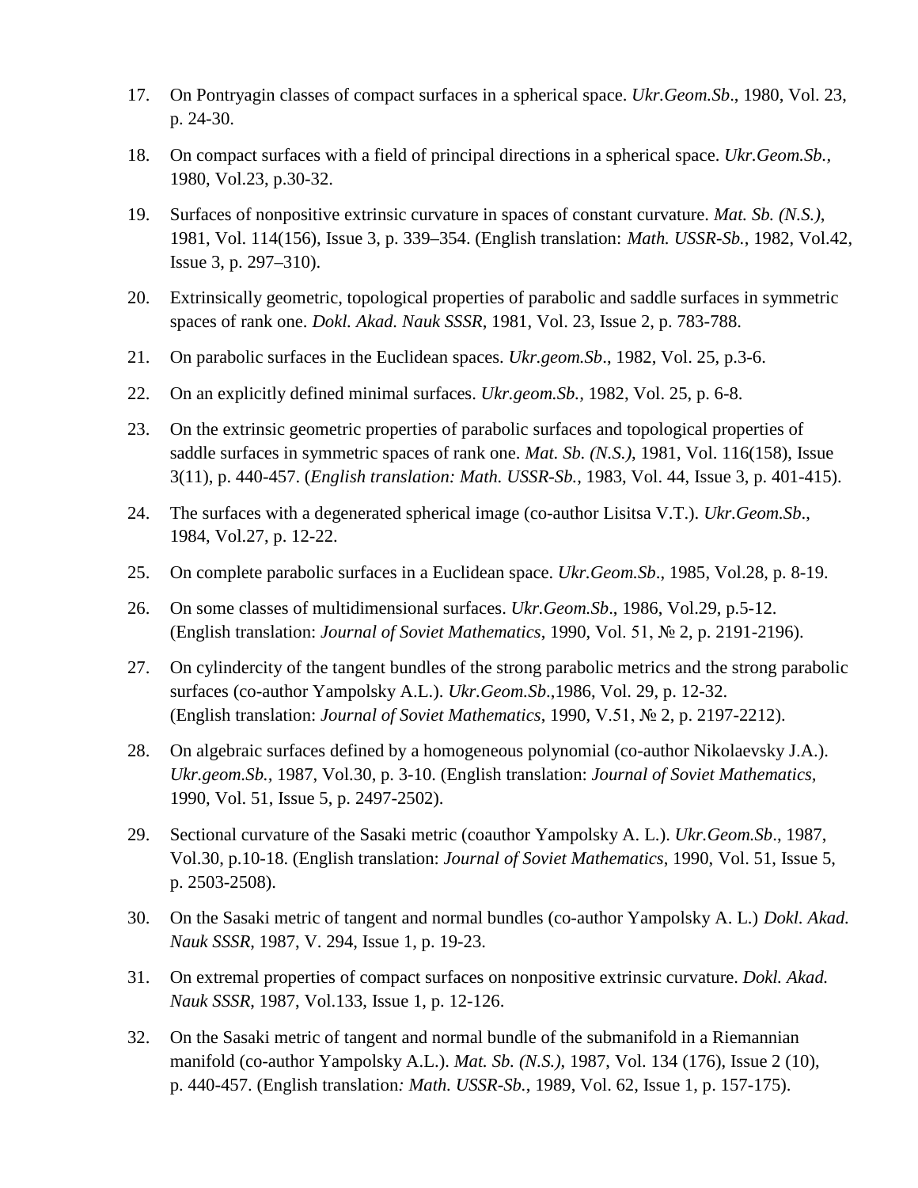17. On Pontryagin classes of compact surfaces in a spherical space. *Ukr.Geom.Sb*., 1980, Vol. 23, p. 24-30.

18. On compact surfaces with a field of principal directions in a spherical space. *Ukr.Geom.Sb.,* 1980, Vol.23, p.30-32.

19. Surfaces of nonpositive extrinsic curvature in spaces of constant curvature. *Mat. Sb. (N.S.)*, 1981, Vol. 114(156), Issue 3, p. 339–354. (English translation: *Math. USSR-Sb.*, 1982, Vol.42, Issue 3, p. 297–310).

20. Extrinsically geometric, topological properties of parabolic and saddle surfaces in symmetric spaces of rank one. *Dokl. Akad. Nauk SSSR*, 1981, Vol. 23, Issue 2, p. 783-788.

21. On parabolic surfaces in the Euclidean spaces. *Ukr.geom.Sb*., 1982, Vol. 25, p.3-6.

22. On an explicitly defined minimal surfaces. *Ukr.geom.Sb.,* 1982, Vol. 25, p. 6-8.

23. On the extrinsic geometric properties of parabolic surfaces and topological properties of saddle surfaces in symmetric spaces of rank one. *Mat. Sb. (N.S.)*, 1981, Vol. 116(158), Issue 3(11), p. 440-457. (*English translation: Math. USSR-Sb.*, 1983, Vol. 44, Issue 3, p. 401-415).

24. The surfaces with a degenerated spherical image (co-author Lisitsa V.T.). *Ukr.Geom.Sb*., 1984, Vol.27, p. 12-22.

25. On complete parabolic surfaces in a Euclidean space. *Ukr.Geom.Sb*., 1985, Vol.28, p. 8-19.

26. On some classes of multidimensional surfaces. *Ukr.Geom.Sb*., 1986, Vol.29, p.5-12. (English translation: *Journal of Soviet Mathematics*, 1990, Vol. 51, № 2, p. 2191-2196).

27. On cylindercity of the tangent bundles of the strong parabolic metrics and the strong parabolic surfaces (co-author Yampolsky A.L.). *Ukr.Geom.Sb*.,1986, Vol. 29, p. 12-32. (English translation: *Journal of Soviet Mathematics*, 1990, V.51, № 2, p. 2197-2212).

28. On algebraic surfaces defined by a homogeneous polynomial (co-author Nikolaevsky J.A.). *Ukr.geom.Sb.,* 1987, Vol.30, p. 3-10. (English translation: *Journal of Soviet Mathematics*, 1990, Vol. 51, Issue 5, p. 2497-2502).

29. Sectional curvature of the Sasaki metric (coauthor Yampolsky A. L.). *Ukr.Geom.Sb*., 1987, Vol.30, p.10-18. (English translation: *Journal of Soviet Mathematics*, 1990, Vol. 51, Issue 5, p. 2503-2508).

30. On the Sasaki metric of tangent and normal bundles (co-author Yampolsky A. L.) *Dokl. Akad. Nauk SSSR*, 1987, V. 294, Issue 1, p. 19-23.

31. On extremal properties of compact surfaces on nonpositive extrinsic curvature. *Dokl. Akad. Nauk SSSR*, 1987, Vol.133, Issue 1, p. 12-126.

32. On the Sasaki metric of tangent and normal bundle of the submanifold in a Riemannian manifold (co-author Yampolsky A.L.). *Mat. Sb. (N.S.)*, 1987, Vol. 134 (176), Issue 2 (10), p. 440-457. (English translation*: Math. USSR-Sb.*, 1989, Vol. 62, Issue 1, p. 157-175).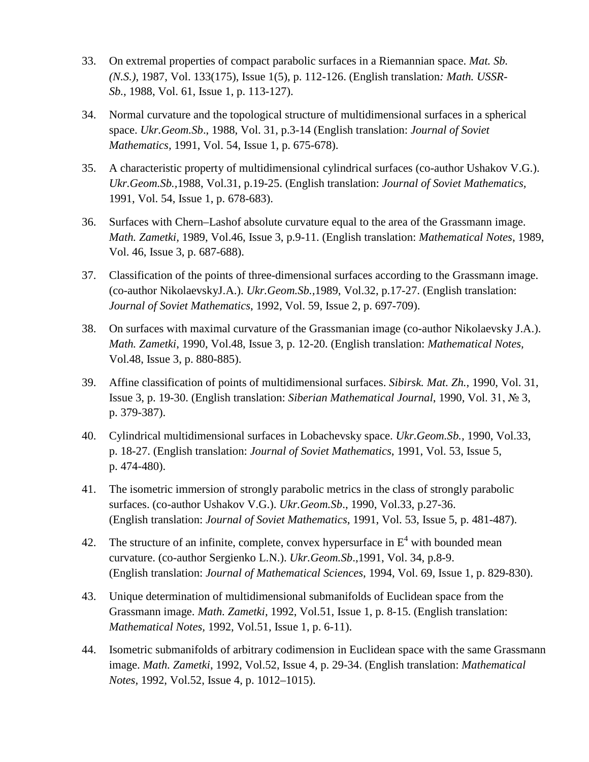33. On extremal properties of compact parabolic surfaces in a Riemannian space. *Mat. Sb. (N.S.)*, 1987, Vol. 133(175), Issue 1(5), p. 112-126. (English translation*: Math. USSR-Sb.*, 1988, Vol. 61, Issue 1, p. 113-127).

34. Normal curvature and the topological structure of multidimensional surfaces in a spherical space. *Ukr.Geom.Sb*., 1988, Vol. 31, p.3-14 (English translation: *Journal of Soviet Mathematics*, 1991, Vol. 54, Issue 1, p. 675-678).

35. A characteristic property of multidimensional cylindrical surfaces (co-author Ushakov V.G.). *Ukr.Geom.Sb.*,1988, Vol.31, p.19-25. (English translation: *Journal of Soviet Mathematics*, 1991, Vol. 54, Issue 1, p. 678-683).

36. Surfaces with Chern–Lashof absolute curvature equal to the area of the Grassmann image. *Math. Zametki*, 1989, Vol.46, Issue 3, p.9-11. (English translation: *Mathematical Notes*, 1989, Vol. 46, Issue 3, p. 687-688).

37. Classification of the points of three-dimensional surfaces according to the Grassmann image. (co-author NikolaevskyJ.A.). *Ukr.Geom.Sb.*,1989, Vol.32, p.17-27. (English translation: *Journal of Soviet Mathematics*, 1992, Vol. 59, Issue 2, p. 697-709).

38. On surfaces with maximal curvature of the Grassmanian image (co-author Nikolaevsky J.A.). *Math. Zametki*, 1990, Vol.48, Issue 3, p. 12-20. (English translation: *Mathematical Notes*, Vol.48, Issue 3, p. 880-885).

39. Affine classification of points of multidimensional surfaces. *Sibirsk. Mat. Zh.*, 1990, Vol. 31, Issue 3, p. 19-30. (English translation: *Siberian Mathematical Journal*, 1990, Vol. 31, № 3, p. 379-387).

40. Cylindrical multidimensional surfaces in Lobachevsky space. *Ukr.Geom.Sb.*, 1990, Vol.33, p. 18-27. (English translation: *Journal of Soviet Mathematics*, 1991, Vol. 53, Issue 5, p. 474-480).

41. The isometric immersion of strongly parabolic metrics in the class of strongly parabolic surfaces. (co-author Ushakov V.G.). *Ukr.Geom.Sb*., 1990, Vol.33, p.27-36. (English translation: *Journal of Soviet Mathematics*, 1991, Vol. 53, Issue 5, p. 481-487).

42. The structure of an infinite, complete, convex hypersurface in $E^4$ with bounded mean curvature. (co-author Sergienko L.N.). *Ukr.Geom.Sb*.,1991, Vol. 34, p.8-9. (English translation: *Journal of Mathematical Sciences*, 1994, Vol. 69, Issue 1, p. 829-830).

43. Unique determination of multidimensional submanifolds of Euclidean space from the Grassmann image. *Math. Zametki*, 1992, Vol.51, Issue 1, p. 8-15. (English translation: *Mathematical Notes*, 1992, Vol.51, Issue 1, p. 6-11).

44. Isometric submanifolds of arbitrary codimension in Euclidean space with the same Grassmann image. *Math. Zametki*, 1992, Vol.52, Issue 4, p. 29-34. (English translation: *Mathematical Notes*, 1992, Vol.52, Issue 4, p. 1012–1015).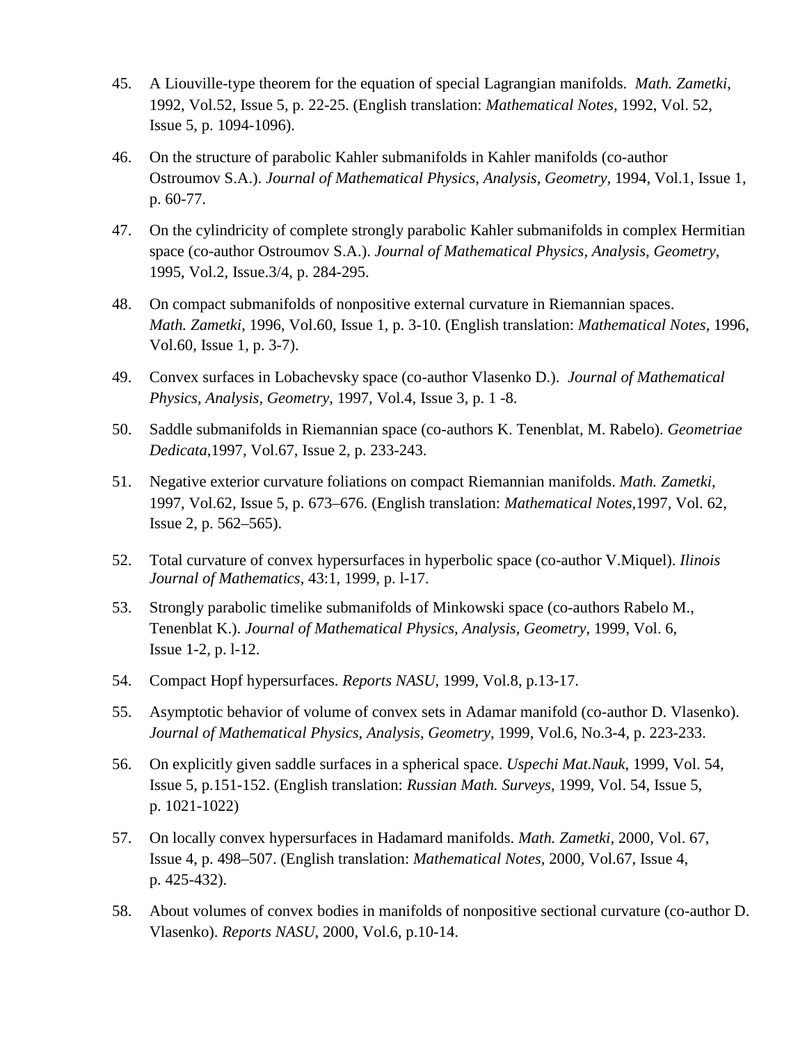45. A Liouville-type theorem for the equation of special Lagrangian manifolds. *Math. Zametki*, 1992, Vol.52, Issue 5, p. 22-25. (English translation: *Mathematical Notes*, 1992, Vol. 52, Issue 5, p. 1094-1096).

46. On the structure of parabolic Kahler submanifolds in Kahler manifolds (co-author Ostroumov S.A.). *Journal of Mathematical Physics, Analysis, Geometry*, 1994, Vol.1, Issue 1, p. 60-77.

47. On the cylindricity of complete strongly parabolic Kahler submanifolds in complex Hermitian space (co-author Ostroumov S.A.). *Journal of Mathematical Physics, Analysis, Geometry*, 1995, Vol.2, Issue.3/4, p. 284-295.

48. On compact submanifolds of nonpositive external curvature in Riemannian spaces. *Math. Zametki*, 1996, Vol.60, Issue 1, p. 3-10. (English translation: *Mathematical Notes*, 1996, Vol.60, Issue 1, p. 3-7).

49. Convex surfaces in Lobachevsky space (co-author Vlasenko D.). *Journal of Mathematical Physics, Analysis, Geometry*, 1997, Vol.4, Issue 3, p. 1 -8.

50. Saddle submanifolds in Riemannian space (co-authors K. Tenenblat, M. Rabelo). *Geometriae Dedicata*,1997, Vol.67, Issue 2, p. 233-243.

51. Negative exterior curvature foliations on compact Riemannian manifolds. *Math. Zametki*, 1997, Vol.62, Issue 5, p. 673–676. (English translation: *Mathematical Notes*,1997, Vol. 62, Issue 2, p. 562–565).

52. Total curvature of convex hypersurfaces in hyperbolic space (co-author V.Miquel). *Ilinois Journal of Mathematics*, 43:1, 1999, p. l-17.

53. Strongly parabolic timelike submanifolds of Minkowski space (co-authors Rabelo M., Tenenblat K.). *Journal of Mathematical Physics, Analysis, Geometry*, 1999, Vol. 6, Issue 1-2, p. l-12.

54. Compact Hopf hypersurfaces. *Reports NASU*, 1999, Vol.8, p.13-17.

55. Asymptotic behavior of volume of convex sets in Adamar manifold (co-author D. Vlasenko). *Journal of Mathematical Physics, Analysis, Geometry*, 1999, Vol.6, No.3-4, p. 223-233.

56. On explicitly given saddle surfaces in a spherical space. *Uspechi Mat.Nauk*, 1999, Vol. 54, Issue 5, p.151-152. (English translation: *Russian Math. Surveys*, 1999, Vol. 54, Issue 5, p. 1021-1022)

57. On locally convex hypersurfaces in Hadamard manifolds. *Math. Zametki*, 2000, Vol. 67, Issue 4, p. 498–507. (English translation: *Mathematical Notes*, 2000, Vol.67, Issue 4, p. 425-432).

58. About volumes of convex bodies in manifolds of nonpositive sectional curvature (co-author D. Vlasenko). *Reports NASU*, 2000, Vol.6, p.10-14.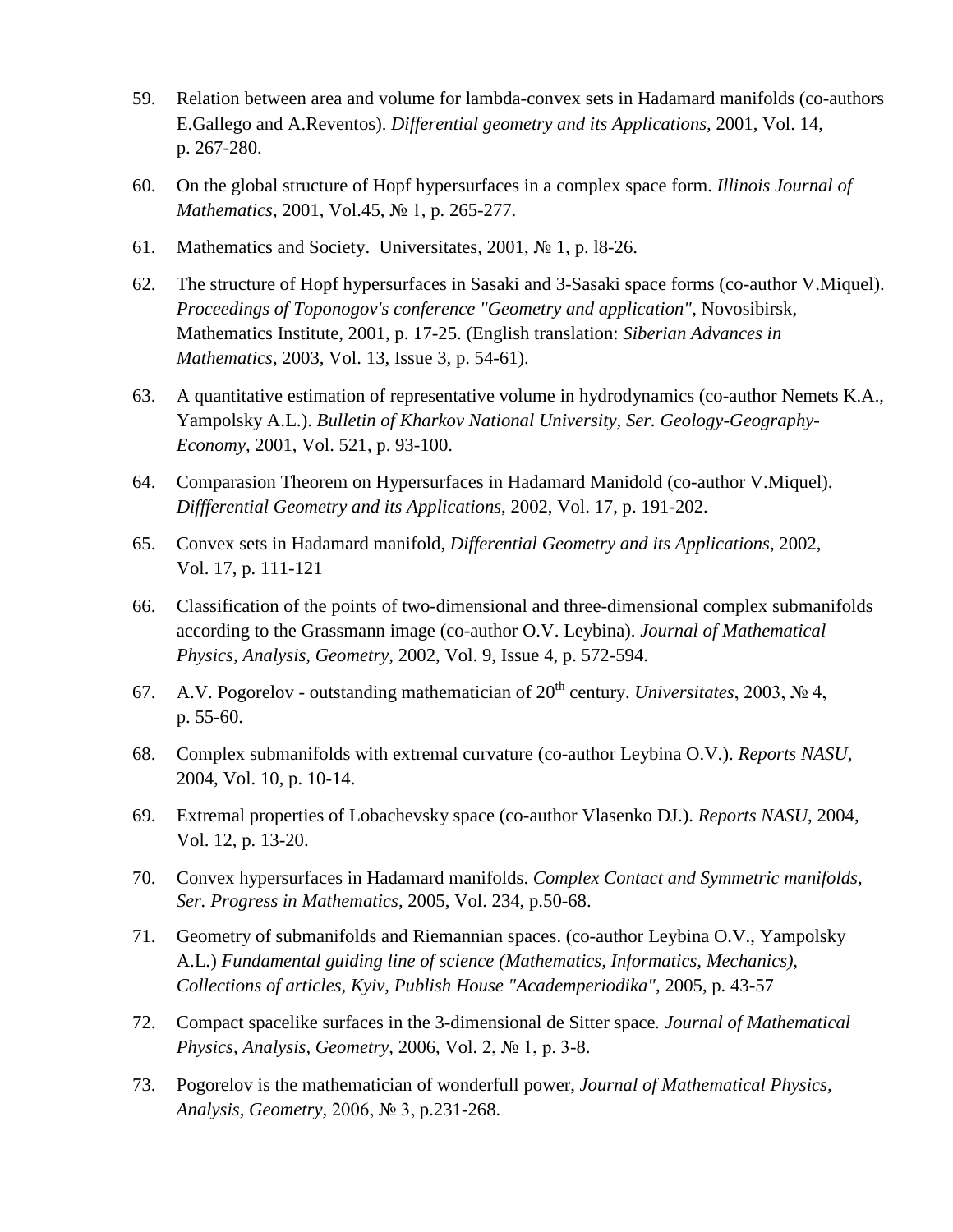59. Relation between area and volume for lambda-convex sets in Hadamard manifolds (co-authors E.Gallego and A.Reventos). *Differential geometry and its Applications*, 2001, Vol. 14, p. 267-280.

60. On the global structure of Hopf hypersurfaces in a complex space form. *Illinois Journal of Mathematics*, 2001, Vol.45, № 1, p. 265-277.

61. Mathematics and Society. Universitates, 2001, № 1, p. l8-26.

62. The structure of Hopf hypersurfaces in Sasaki and 3-Sasaki space forms (co-author V.Miquel). *Proceedings of Toponogov's conference "Geometry and application"*, Novosibirsk, Mathematics Institute, 2001, p. 17-25. (English translation: *Siberian Advances in Mathematics*, 2003, Vol. 13, Issue 3, p. 54-61).

63. A quantitative estimation of representative volume in hydrodynamics (co-author Nemets K.A., Yampolsky A.L.). *Bulletin of Kharkov National University, Ser. Geology-Geography-Economy*, 2001, Vol. 521, p. 93-100.

64. Comparasion Theorem on Hypersurfaces in Hadamard Manidold (co-author V.Miquel). *Diffferential Geometry and its Applications*, 2002, Vol. 17, p. 191-202.

65. Convex sets in Hadamard manifold, *Differential Geometry and its Applications*, 2002, Vol. 17, p. 111-121

66. Classification of the points of two-dimensional and three-dimensional complex submanifolds according to the Grassmann image (co-author O.V. Leybina). *Journal of Mathematical Physics, Analysis, Geometry*, 2002, Vol. 9, Issue 4, p. 572-594.

67. A.V. Pogorelov - outstanding mathematician of 20$^{th}$ century. *Universitates*, 2003, № 4, p. 55-60.

68. Complex submanifolds with extremal curvature (co-author Leybina O.V.). *Reports NASU*, 2004, Vol. 10, p. 10-14.

69. Extremal properties of Lobachevsky space (co-author Vlasenko DJ.). *Reports NASU*, 2004, Vol. 12, p. 13-20.

70. Convex hypersurfaces in Hadamard manifolds. *Complex Contact and Symmetric manifolds, Ser. Progress in Mathematics*, 2005, Vol. 234, p.50-68.

71. Geometry of submanifolds and Riemannian spaces. (co-author Leybina O.V., Yampolsky A.L.) *Fundamental guiding line of science (Mathematics, Informatics, Mechanics), Collections of articles, Kyiv, Publish House "Academperiodika"*, 2005, p. 43-57

72. Compact spacelike surfaces in the 3-dimensional de Sitter space. *Journal of Mathematical Physics, Analysis, Geometry*, 2006, Vol. 2, № 1, p. 3-8.

73. Pogorelov is the mathematician of wonderfull power, *Journal of Mathematical Physics, Analysis, Geometry*, 2006, № 3, p.231-268.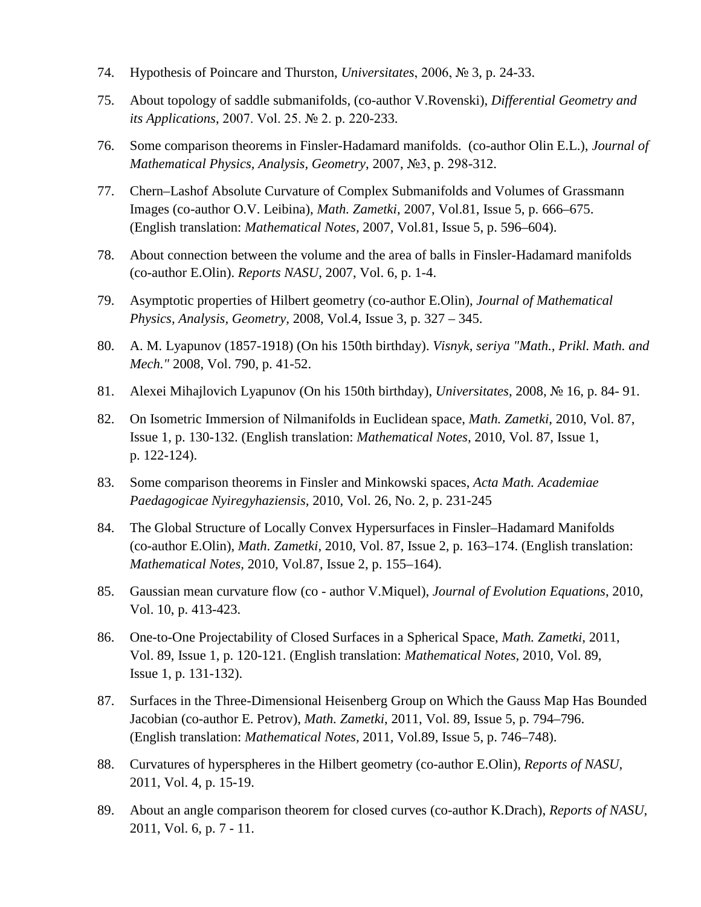74. Hypothesis of Poincare and Thurston, *Universitates*, 2006, № 3, p. 24-33.

75. About topology of saddle submanifolds, (co-author V.Rovenski), *Differential Geometry and its Applications*, 2007. Vol. 25. № 2. p. 220-233.

76. Some comparison theorems in Finsler-Hadamard manifolds. (co-author Olin E.L.), *Journal of Mathematical Physics, Analysis, Geometry*, 2007, №3, p. 298-312.

77. Chern–Lashof Absolute Curvature of Complex Submanifolds and Volumes of Grassmann Images (co-author O.V. Leibina), *Math. Zametki*, 2007, Vol.81, Issue 5, p. 666–675. (English translation: *Mathematical Notes,* 2007, Vol.81, Issue 5, p. 596–604).

78. About connection between the volume and the area of balls in Finsler-Hadamard manifolds (co-author E.Olin). *Reports NASU*, 2007, Vol. 6, p. 1-4.

79. Asymptotic properties of Hilbert geometry (co-author E.Olin), *Journal of Mathematical Physics, Analysis, Geometry,* 2008, Vol.4, Issue 3, p. 327 – 345.

80. A. M. Lyapunov (1857-1918) (On his 150th birthday). *Visnyk, seriya "Math., Prikl. Math. and Mech."* 2008, Vol. 790, p. 41-52.

81. Alexei Mihajlovich Lyapunov (On his 150th birthday), *Universitates*, 2008, № 16, p. 84- 91.

82. On Isometric Immersion of Nilmanifolds in Euclidean space, *Math. Zametki*, 2010, Vol. 87, Issue 1, p. 130-132. (English translation: *Mathematical Notes,* 2010, Vol. 87, Issue 1, p. 122-124).

83. Some comparison theorems in Finsler and Minkowski spaces, *Acta Math. Academiae Paedagogicae Nyiregyhaziensis,* 2010, Vol. 26, No. 2, p. 231-245

84. The Global Structure of Locally Convex Hypersurfaces in Finsler–Hadamard Manifolds (co-author E.Olin), *Math. Zametki*, 2010, Vol. 87, Issue 2, p. 163–174. (English translation: *Mathematical Notes,* 2010, Vol.87, Issue 2, p. 155–164).

85. Gaussian mean curvature flow (co - author V.Miquel), *Journal of Evolution Equations*, 2010, Vol. 10, p. 413-423.

86. One-to-One Projectability of Closed Surfaces in a Spherical Space, *Math. Zametki*, 2011, Vol. 89, Issue 1, p. 120-121. (English translation: *Mathematical Notes,* 2010, Vol. 89, Issue 1, p. 131-132).

87. Surfaces in the Three-Dimensional Heisenberg Group on Which the Gauss Map Has Bounded Jacobian (co-author E. Petrov), *Math. Zametki*, 2011, Vol. 89, Issue 5, p. 794–796. (English translation: *Mathematical Notes,* 2011, Vol.89, Issue 5, p. 746–748).

88. Curvatures of hyperspheres in the Hilbert geometry (co-author E.Olin), *Reports of NASU*, 2011, Vol. 4, p. 15-19.

89. About an angle comparison theorem for closed curves (co-author K.Drach), *Reports of NASU*, 2011, Vol. 6, p. 7 - 11.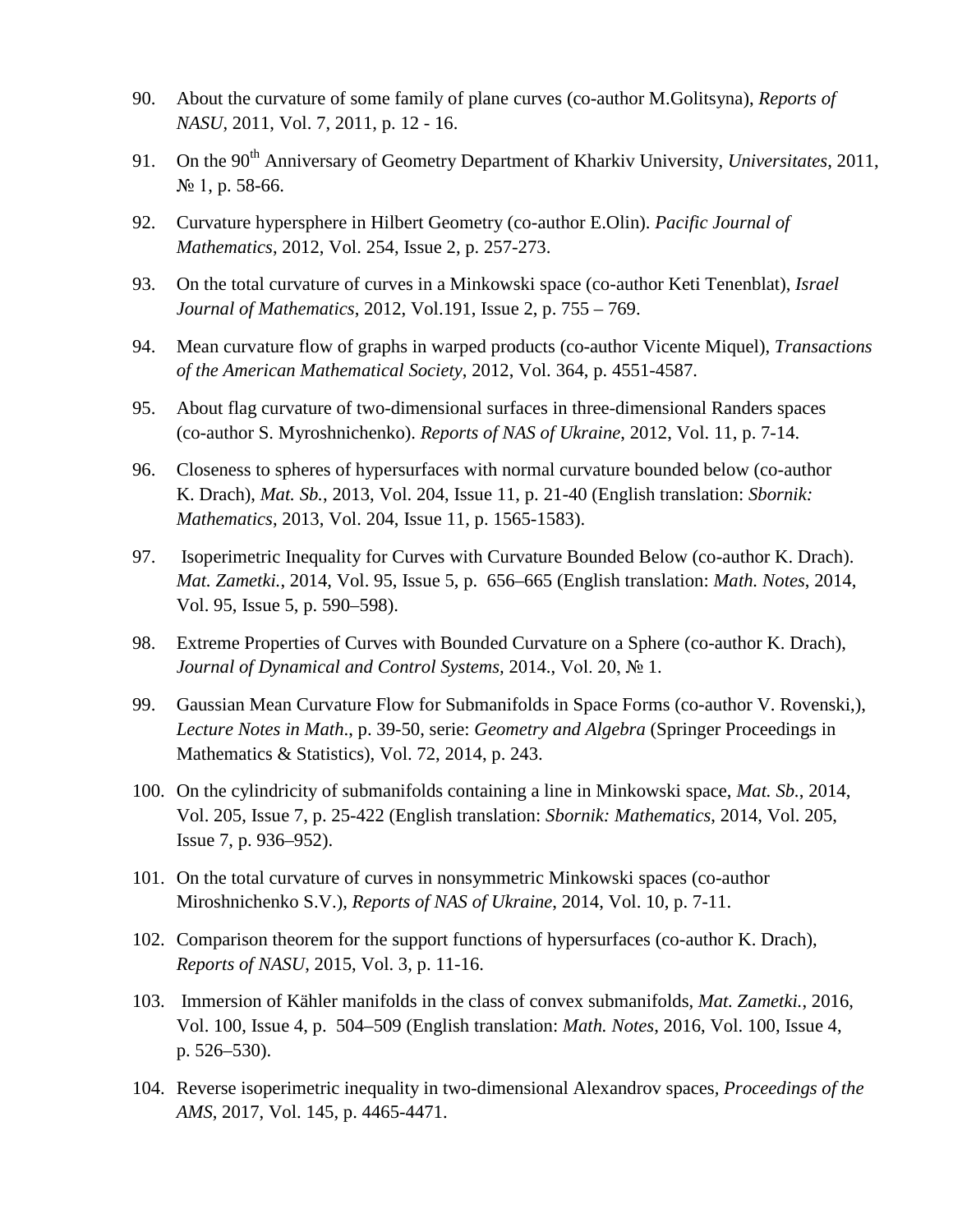90. About the curvature of some family of plane curves (co-author M.Golitsyna), *Reports of NASU*, 2011, Vol. 7, 2011, p. 12 - 16.

91. On the 90th Anniversary of Geometry Department of Kharkiv University, *Universitates*, 2011, № 1, p. 58-66.

92. Curvature hypersphere in Hilbert Geometry (co-author E.Olin). *Pacific Journal of Mathematics*, 2012, Vol. 254, Issue 2, p. 257-273.

93. On the total curvature of curves in a Minkowski space (co-author Keti Tenenblat), *Israel Journal of Mathematics*, 2012, Vol.191, Issue 2, p. 755 – 769.

94. Mean curvature flow of graphs in warped products (co-author Vicente Miquel), *Transactions of the American Mathematical Society*, 2012, Vol. 364, p. 4551-4587.

95. About flag curvature of two-dimensional surfaces in three-dimensional Randers spaces (co-author S. Myroshnichenko). *Reports of NAS of Ukraine*, 2012, Vol. 11, p. 7-14.

96. Closeness to spheres of hypersurfaces with normal curvature bounded below (co-author K. Drach), *Mat. Sb.*, 2013, Vol. 204, Issue 11, p. 21-40 (English translation: *Sbornik: Mathematics*, 2013, Vol. 204, Issue 11, p. 1565-1583).

97. Isoperimetric Inequality for Curves with Curvature Bounded Below (co-author K. Drach). *Mat. Zametki.*, 2014, Vol. 95, Issue 5, p. 656–665 (English translation: *Math. Notes*, 2014, Vol. 95, Issue 5, p. 590–598).

98. Extreme Properties of Curves with Bounded Curvature on a Sphere (co-author K. Drach), *Journal of Dynamical and Control Systems*, 2014., Vol. 20, № 1.

99. Gaussian Mean Curvature Flow for Submanifolds in Space Forms (co-author V. Rovenski,), *Lecture Notes in Math*., p. 39-50, serie: *Geometry and Algebra* (Springer Proceedings in Mathematics & Statistics), Vol. 72, 2014, p. 243.

100. On the cylindricity of submanifolds containing a line in Minkowski space, *Mat. Sb.*, 2014, Vol. 205, Issue 7, p. 25-422 (English translation: *Sbornik: Mathematics*, 2014, Vol. 205, Issue 7, p. 936–952).

101. On the total curvature of curves in nonsymmetric Minkowski spaces (co-author Miroshnichenko S.V.), *Reports of NAS of Ukraine*, 2014, Vol. 10, p. 7-11.

102. Comparison theorem for the support functions of hypersurfaces (co-author K. Drach), *Reports of NASU*, 2015, Vol. 3, p. 11-16.

103. Immersion of Kähler manifolds in the class of convex submanifolds, *Mat. Zametki.*, 2016, Vol. 100, Issue 4, p. 504–509 (English translation: *Math. Notes*, 2016, Vol. 100, Issue 4, p. 526–530).

104. Reverse isoperimetric inequality in two-dimensional Alexandrov spaces, *Proceedings of the AMS*, 2017, Vol. 145, p. 4465-4471.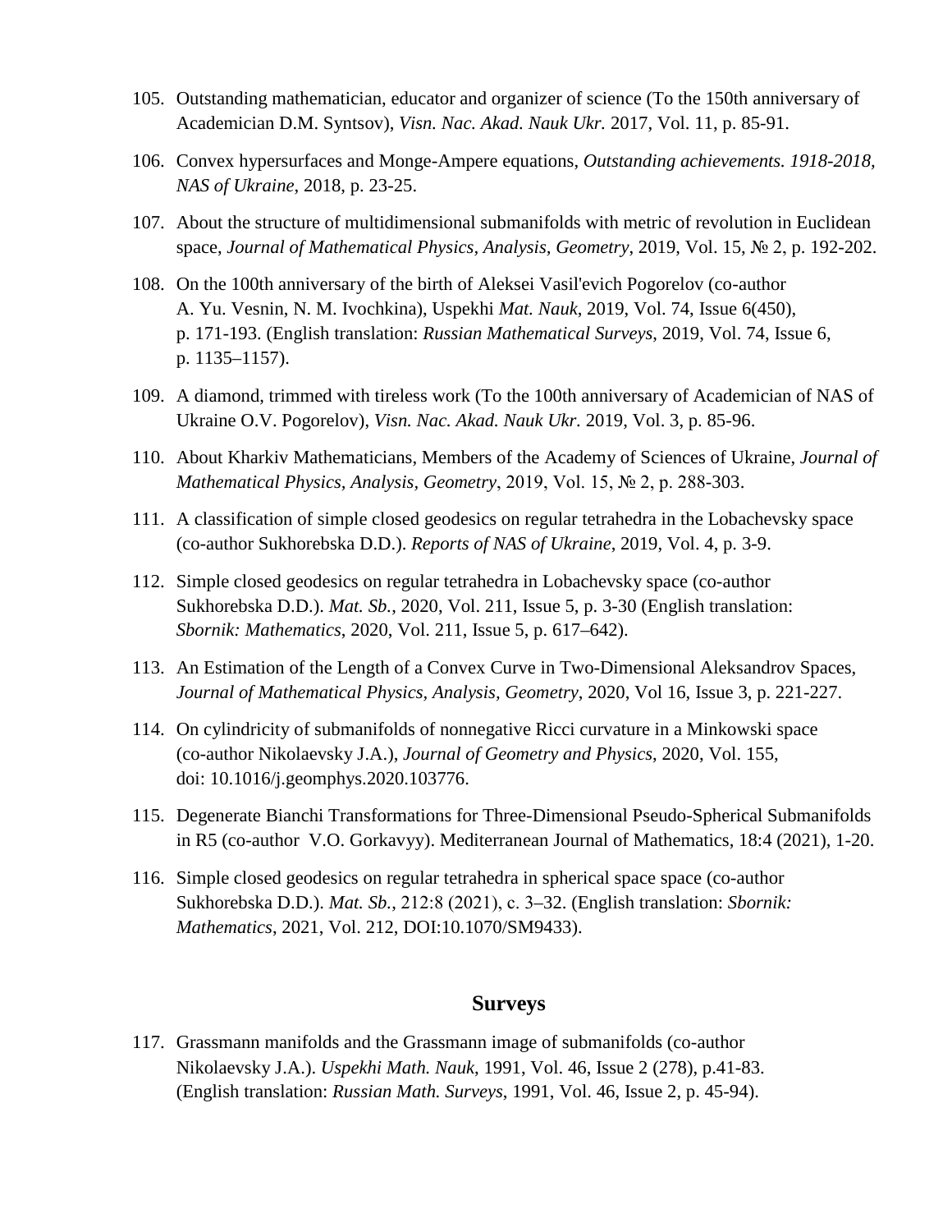105. Outstanding mathematician, educator and organizer of science (To the 150th anniversary of Academician D.M. Syntsov), *Visn. Nac. Akad. Nauk Ukr.* 2017, Vol. 11, p. 85-91.

106. Convex hypersurfaces and Monge-Ampere equations, *Outstanding achievements. 1918-2018, NAS of Ukraine*, 2018, p. 23-25.

107. About the structure of multidimensional submanifolds with metric of revolution in Euclidean space, *Journal of Mathematical Physics, Analysis, Geometry,* 2019, Vol. 15, № 2, p. 192-202.

108. On the 100th anniversary of the birth of Aleksei Vasil'evich Pogorelov (co-author A. Yu. Vesnin, N. M. Ivochkina), Uspekhi *Mat. Nauk*, 2019, Vol. 74, Issue 6(450), p. 171-193. (English translation: *Russian Mathematical Surveys*, 2019, Vol. 74, Issue 6, p. 1135–1157).

109. A diamond, trimmed with tireless work (To the 100th anniversary of Academician of NAS of Ukraine O.V. Pogorelov), *Visn. Nac. Akad. Nauk Ukr.* 2019, Vol. 3, p. 85-96.

110. About Kharkiv Mathematicians, Members of the Academy of Sciences of Ukraine, *Journal of Mathematical Physics, Analysis, Geometry*, 2019, Vol. 15, № 2, p. 288-303.

111. A classification of simple closed geodesics on regular tetrahedra in the Lobachevsky space (co-author Sukhorebska D.D.). *Reports of NAS of Ukraine*, 2019, Vol. 4, p. 3-9.

112. Simple closed geodesics on regular tetrahedra in Lobachevsky space (co-author Sukhorebska D.D.). *Mat. Sb.*, 2020, Vol. 211, Issue 5, p. 3-30 (English translation: *Sbornik: Mathematics*, 2020, Vol. 211, Issue 5, p. 617–642).

113. An Estimation of the Length of a Convex Curve in Two-Dimensional Aleksandrov Spaces, *Journal of Mathematical Physics, Analysis, Geometry*, 2020, Vol 16, Issue 3, p. 221-227.

114. On cylindricity of submanifolds of nonnegative Ricci curvature in a Minkowski space (co-author Nikolaevsky J.A.), *Journal of Geometry and Physics*, 2020, Vol. 155, doi: 10.1016/j.geomphys.2020.103776.

115. Degenerate Bianchi Transformations for Three-Dimensional Pseudo-Spherical Submanifolds in R5 (co-author V.O. Gorkavyy). Mediterranean Journal of Mathematics, 18:4 (2021), 1-20.

116. Simple closed geodesics on regular tetrahedra in spherical space space (co-author Sukhorebska D.D.). *Mat. Sb.*, 212:8 (2021), c. 3–32. (English translation: *Sbornik: Mathematics*, 2021, Vol. 212, DOI:10.1070/SM9433).

## Surveys

117. Grassmann manifolds and the Grassmann image of submanifolds (co-author Nikolaevsky J.A.). *Uspekhi Math. Nauk*, 1991, Vol. 46, Issue 2 (278), p.41-83. (English translation: *Russian Math. Surveys*, 1991, Vol. 46, Issue 2, p. 45-94).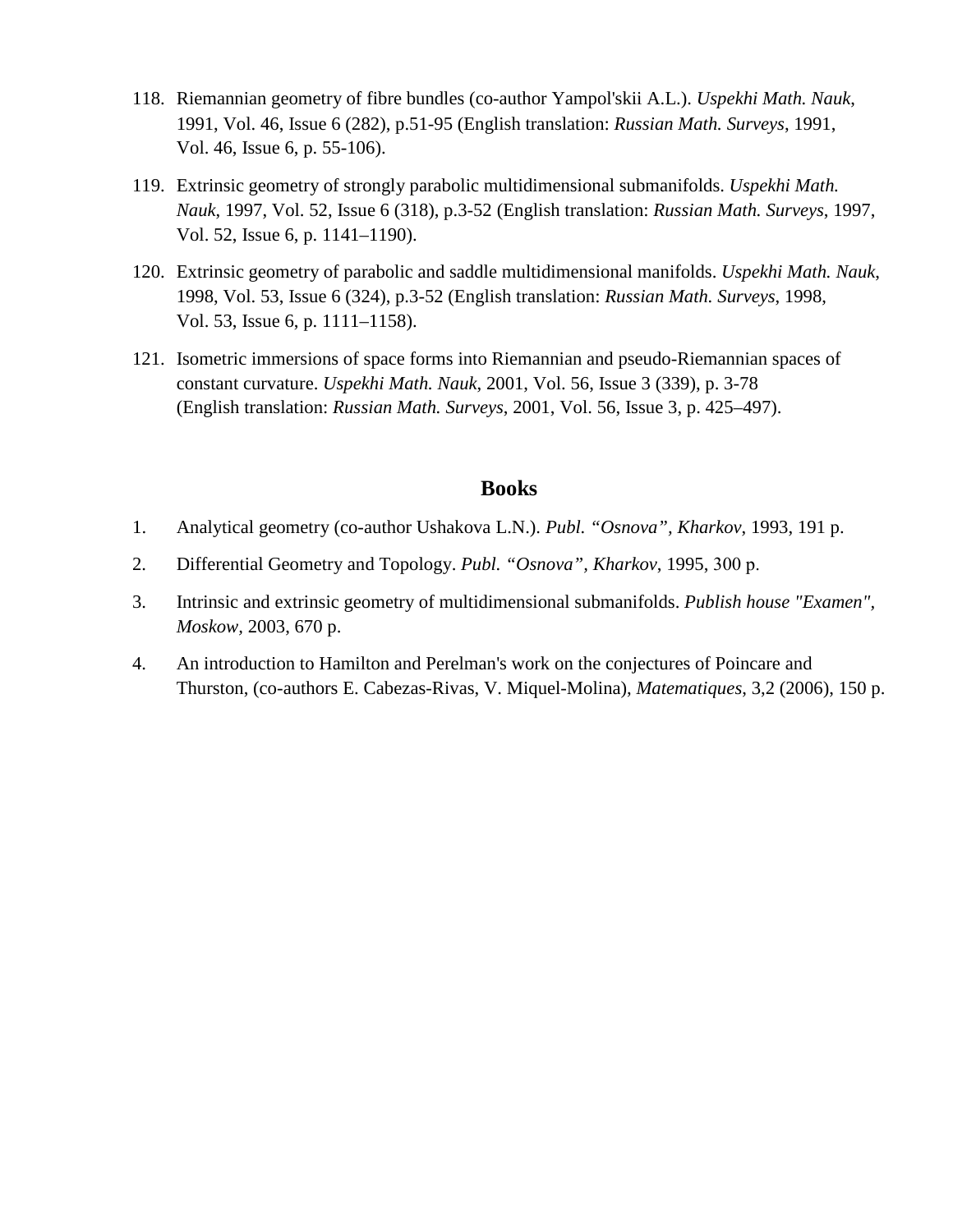118. Riemannian geometry of fibre bundles (co-author Yampol'skii A.L.). *Uspekhi Math. Nauk*, 1991, Vol. 46, Issue 6 (282), p.51-95 (English translation: *Russian Math. Surveys*, 1991, Vol. 46, Issue 6, p. 55-106).

119. Extrinsic geometry of strongly parabolic multidimensional submanifolds. *Uspekhi Math. Nauk*, 1997, Vol. 52, Issue 6 (318), p.3-52 (English translation: *Russian Math. Surveys*, 1997, Vol. 52, Issue 6, p. 1141–1190).

120. Extrinsic geometry of parabolic and saddle multidimensional manifolds. *Uspekhi Math. Nauk*, 1998, Vol. 53, Issue 6 (324), p.3-52 (English translation: *Russian Math. Surveys*, 1998, Vol. 53, Issue 6, p. 1111–1158).

121. Isometric immersions of space forms into Riemannian and pseudo-Riemannian spaces of constant curvature. *Uspekhi Math. Nauk*, 2001, Vol. 56, Issue 3 (339), p. 3-78 (English translation: *Russian Math. Surveys*, 2001, Vol. 56, Issue 3, p. 425–497).

## Books

1. Analytical geometry (co-author Ushakova L.N.). *Publ. "Osnova", Kharkov*, 1993, 191 p.

2. Differential Geometry and Topology. *Publ. "Osnova", Kharkov*, 1995, 300 p.

3. Intrinsic and extrinsic geometry of multidimensional submanifolds. *Publish house "Examen", Moskow*, 2003, 670 p.

4. An introduction to Hamilton and Perelman's work on the conjectures of Poincare and Thurston, (co-authors E. Cabezas-Rivas, V. Miquel-Molina), *Matematiques*, 3,2 (2006), 150 p.